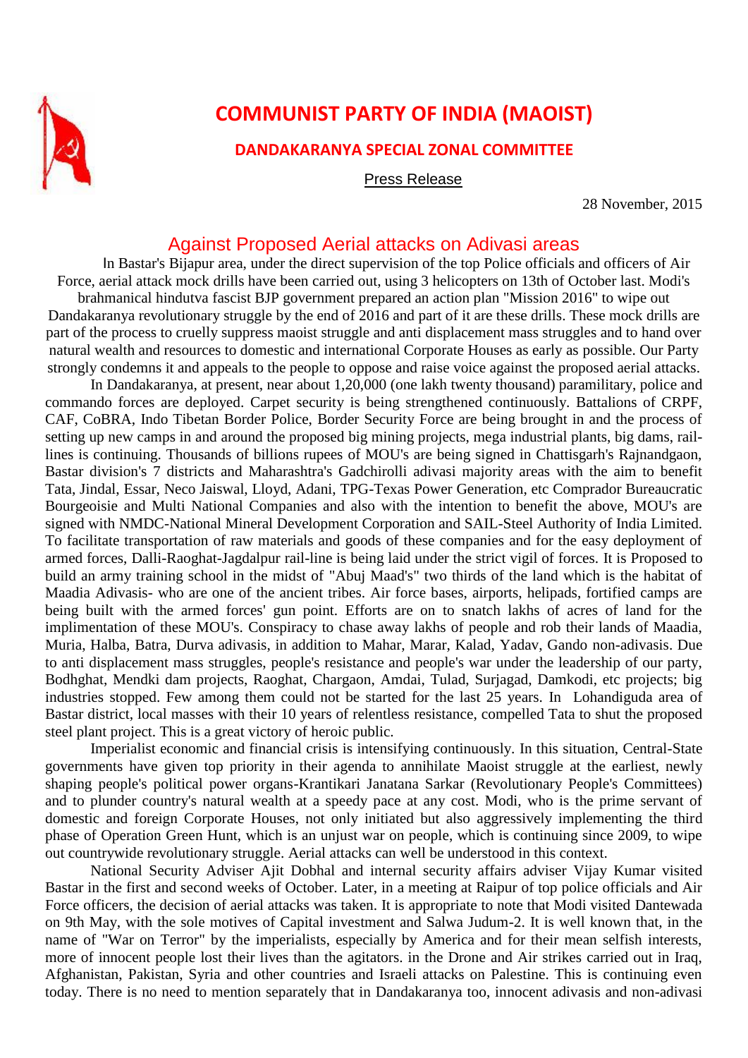# COMMUNIST PARTY OF INDIA (MAOIST)

## DANDAKARANYA SPECIAL ZONAL COMMITTEE

Press Release

28 November, 2015

## Against Proposed Aerial attacks on Adivasi areas

In Bastar's Bijapur area, under the direct supervision of the top Police officials and officers of Air Force, aerial attack mock drills have been carried out, using 3 helicopters on 13th of October last. Modi's brahmanical hindutva fascist BJP government prepared an action plan "Mission 2016" to wipe out Dandakaranya revolutionary struggle by the end of 2016 and part of it are these drills. These mock drills are part of the process to cruelly suppress maoist struggle and anti displacement mass struggles and to hand over natural wealth and resources to domestic and international Corporate Houses as early as possible. Our Party strongly condemns it and appeals to the people to oppose and raise voice against the proposed aerial attacks.

In Dandakaranya, at present, near about 1,20,000 (one lakh twenty thousand) paramilitary, police and commando forces are deployed. Carpet security is being strengthened continuously. Battalions of CRPF, CAF, CoBRA, Indo Tibetan Border Police, Border Security Force are being brought in and the process of setting up new camps in and around the proposed big mining projects, mega industrial plants, big dams, rail-lines is continuing. Thousands of billions rupees of MOU's are being signed in Chattisgarh's Rajnandgaon, Bastar division's 7 districts and Maharashtra's Gadchirolli adivasi majority areas with the aim to benefit Tata, Jindal, Essar, Neco Jaiswal, Lloyd, Adani, TPG-Texas Power Generation, etc Comprador Bureaucratic Bourgeoisie and Multi National Companies and also with the intention to benefit the above, MOU's are signed with NMDC-National Mineral Development Corporation and SAIL-Steel Authority of India Limited. To facilitate transportation of raw materials and goods of these companies and for the easy deployment of armed forces, Dalli-Raoghat-Jagdalpur rail-line is being laid under the strict vigil of forces. It is Proposed to build an army training school in the midst of "Abuj Maad's" two thirds of the land which is the habitat of Maadia Adivasis- who are one of the ancient tribes. Air force bases, airports, helipads, fortified camps are being built with the armed forces' gun point. Efforts are on to snatch lakhs of acres of land for the implimentation of these MOU's. Conspiracy to chase away lakhs of people and rob their lands of Maadia, Muria, Halba, Batra, Durva adivasis, in addition to Mahar, Marar, Kalad, Yadav, Gando non-adivasis. Due to anti displacement mass struggles, people's resistance and people's war under the leadership of our party, Bodhghat, Mendki dam projects, Raoghat, Chargaon, Amdai, Tulad, Surjagad, Damkodi, etc projects; big industries stopped. Few among them could not be started for the last 25 years. In Lohandiguda area of Bastar district, local masses with their 10 years of relentless resistance, compelled Tata to shut the proposed steel plant project. This is a great victory of heroic public.

Imperialist economic and financial crisis is intensifying continuously. In this situation, Central-State governments have given top priority in their agenda to annihilate Maoist struggle at the earliest, newly shaping people's political power organs-Krantikari Janatana Sarkar (Revolutionary People's Committees) and to plunder country's natural wealth at a speedy pace at any cost. Modi, who is the prime servant of domestic and foreign Corporate Houses, not only initiated but also aggressively implementing the third phase of Operation Green Hunt, which is an unjust war on people, which is continuing since 2009, to wipe out countrywide revolutionary struggle. Aerial attacks can well be understood in this context.

National Security Adviser Ajit Dobhal and internal security affairs adviser Vijay Kumar visited Bastar in the first and second weeks of October. Later, in a meeting at Raipur of top police officials and Air Force officers, the decision of aerial attacks was taken. It is appropriate to note that Modi visited Dantewada on 9th May, with the sole motives of Capital investment and Salwa Judum-2. It is well known that, in the name of "War on Terror" by the imperialists, especially by America and for their mean selfish interests, more of innocent people lost their lives than the agitators. in the Drone and Air strikes carried out in Iraq, Afghanistan, Pakistan, Syria and other countries and Israeli attacks on Palestine. This is continuing even today. There is no need to mention separately that in Dandakaranya too, innocent adivasis and non-adivasis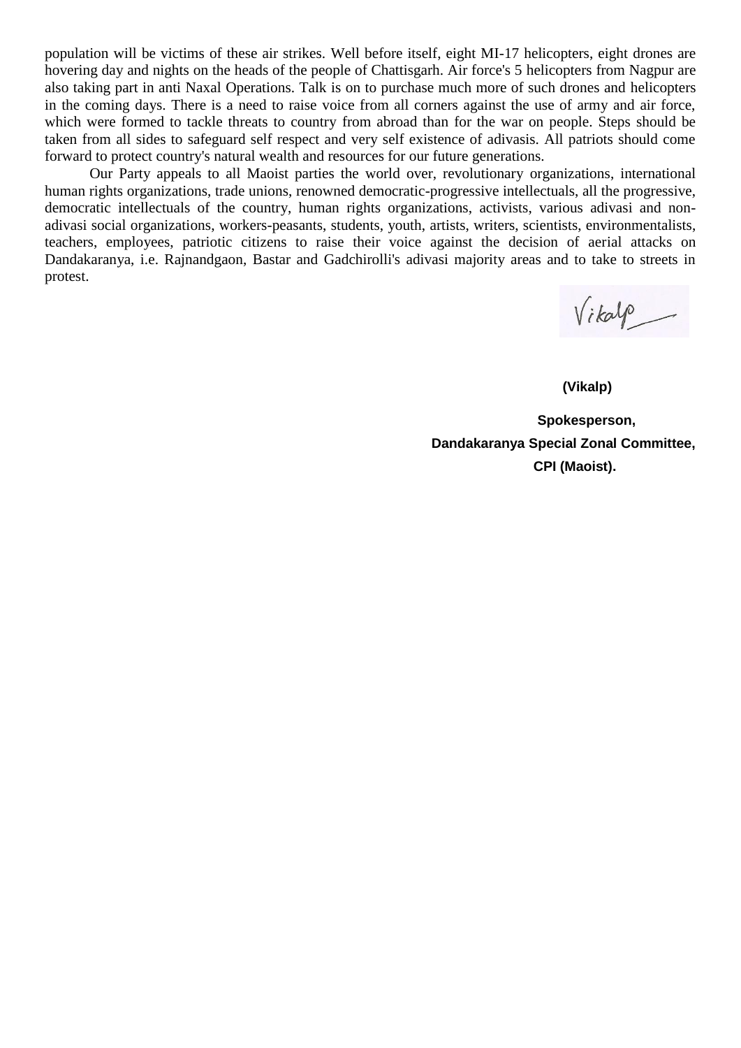population will be victims of these air strikes. Well before itself, eight MI-17 helicopters, eight drones are hovering day and nights on the heads of the people of Chattisgarh. Air force's 5 helicopters from Nagpur are also taking part in anti Naxal Operations. Talk is on to purchase much more of such drones and helicopters in the coming days. There is a need to raise voice from all corners against the use of army and air force, which were formed to tackle threats to country from abroad than for the war on people. Steps should be taken from all sides to safeguard self respect and very self existence of adivasis. All patriots should come forward to protect country's natural wealth and resources for our future generations.

Our Party appeals to all Maoist parties the world over, revolutionary organizations, international human rights organizations, trade unions, renowned democratic-progressive intellectuals, all the progressive, democratic intellectuals of the country, human rights organizations, activists, various adivasi and non-adivasi social organizations, workers-peasants, students, youth, artists, writers, scientists, environmentalists, teachers, employees, patriotic citizens to raise their voice against the decision of aerial attacks on Dandakaranya, i.e. Rajnandgaon, Bastar and Gadchirolli's adivasi majority areas and to take to streets in protest.

Vikalp

**(Vikalp)**

**Spokesperson,**

**Dandakaranya Special Zonal Committee,**

**CPI (Maoist).**